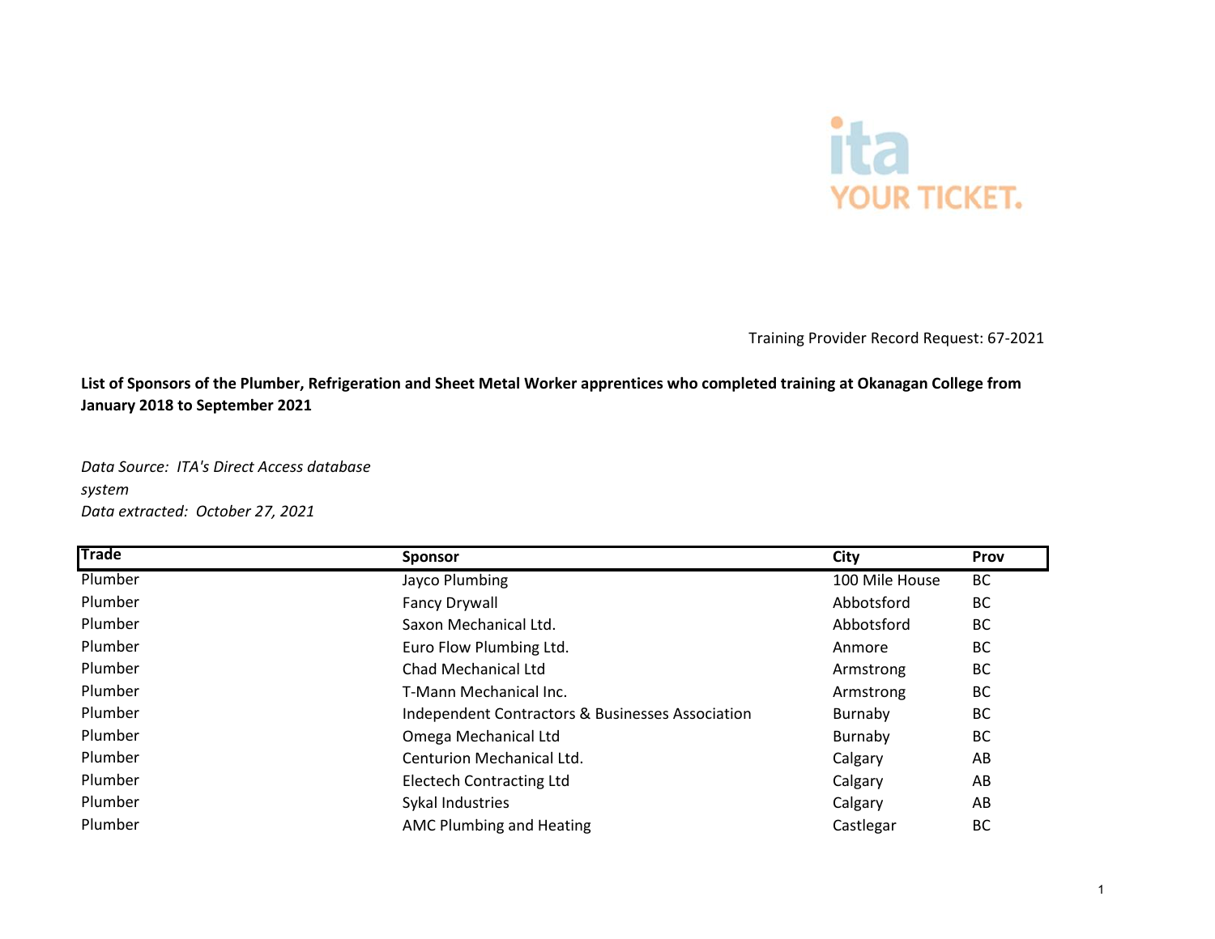ita YOUR TICKET.

Training Provider Record Request: 67-2021

**List of Sponsors of the Plumber, Refrigeration and Sheet Metal Worker apprentices who completed training at Okanagan College from January 2018 to September 2021**

*Data Source: ITA's Direct Access database system*
*Data extracted: October 27, 2021*

| Trade | Sponsor | City | Prov |
|---|---|---|---|
| Plumber | Jayco Plumbing | 100 Mile House | BC |
| Plumber | Fancy Drywall | Abbotsford | BC |
| Plumber | Saxon Mechanical Ltd. | Abbotsford | BC |
| Plumber | Euro Flow Plumbing Ltd. | Anmore | BC |
| Plumber | Chad Mechanical Ltd | Armstrong | BC |
| Plumber | T-Mann Mechanical Inc. | Armstrong | BC |
| Plumber | Independent Contractors & Businesses Association | Burnaby | BC |
| Plumber | Omega Mechanical Ltd | Burnaby | BC |
| Plumber | Centurion Mechanical Ltd. | Calgary | AB |
| Plumber | Electech Contracting Ltd | Calgary | AB |
| Plumber | Sykal Industries | Calgary | AB |
| Plumber | AMC Plumbing and Heating | Castlegar | BC |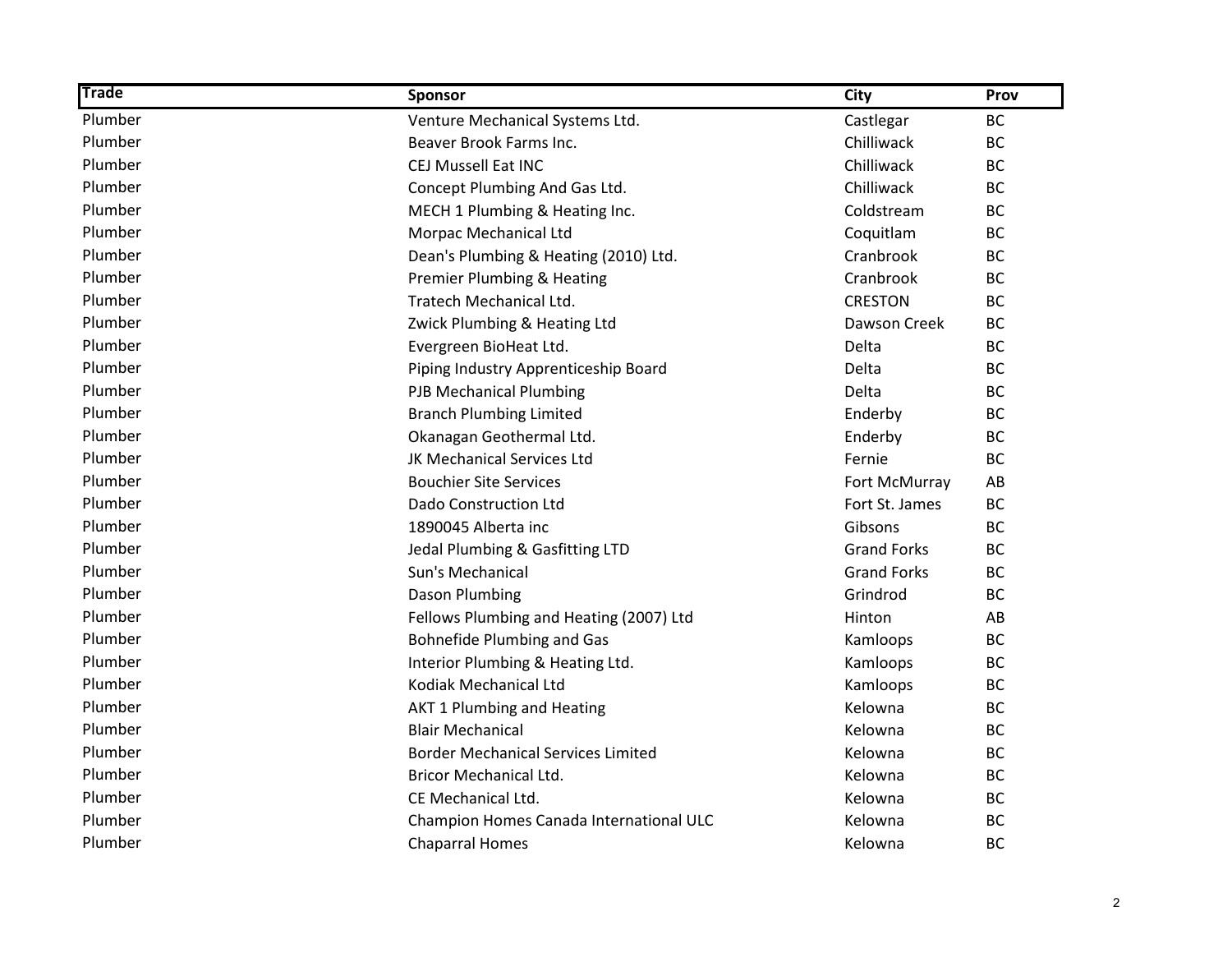| Trade | Sponsor | City | Prov |
|---|---|---|---|
| Plumber | Venture Mechanical Systems Ltd. | Castlegar | BC |
| Plumber | Beaver Brook Farms Inc. | Chilliwack | BC |
| Plumber | CEJ Mussell Eat INC | Chilliwack | BC |
| Plumber | Concept Plumbing And Gas Ltd. | Chilliwack | BC |
| Plumber | MECH 1 Plumbing & Heating Inc. | Coldstream | BC |
| Plumber | Morpac Mechanical Ltd | Coquitlam | BC |
| Plumber | Dean's Plumbing & Heating (2010) Ltd. | Cranbrook | BC |
| Plumber | Premier Plumbing & Heating | Cranbrook | BC |
| Plumber | Tratech Mechanical Ltd. | CRESTON | BC |
| Plumber | Zwick Plumbing & Heating Ltd | Dawson Creek | BC |
| Plumber | Evergreen BioHeat Ltd. | Delta | BC |
| Plumber | Piping Industry Apprenticeship Board | Delta | BC |
| Plumber | PJB Mechanical Plumbing | Delta | BC |
| Plumber | Branch Plumbing Limited | Enderby | BC |
| Plumber | Okanagan Geothermal Ltd. | Enderby | BC |
| Plumber | JK Mechanical Services Ltd | Fernie | BC |
| Plumber | Bouchier Site Services | Fort McMurray | AB |
| Plumber | Dado Construction Ltd | Fort St. James | BC |
| Plumber | 1890045 Alberta inc | Gibsons | BC |
| Plumber | Jedal Plumbing & Gasfitting LTD | Grand Forks | BC |
| Plumber | Sun's Mechanical | Grand Forks | BC |
| Plumber | Dason Plumbing | Grindrod | BC |
| Plumber | Fellows Plumbing and Heating (2007) Ltd | Hinton | AB |
| Plumber | Bohnefide Plumbing and Gas | Kamloops | BC |
| Plumber | Interior Plumbing & Heating Ltd. | Kamloops | BC |
| Plumber | Kodiak Mechanical Ltd | Kamloops | BC |
| Plumber | AKT 1 Plumbing and Heating | Kelowna | BC |
| Plumber | Blair Mechanical | Kelowna | BC |
| Plumber | Border Mechanical Services Limited | Kelowna | BC |
| Plumber | Bricor Mechanical Ltd. | Kelowna | BC |
| Plumber | CE Mechanical Ltd. | Kelowna | BC |
| Plumber | Champion Homes Canada International ULC | Kelowna | BC |
| Plumber | Chaparral Homes | Kelowna | BC |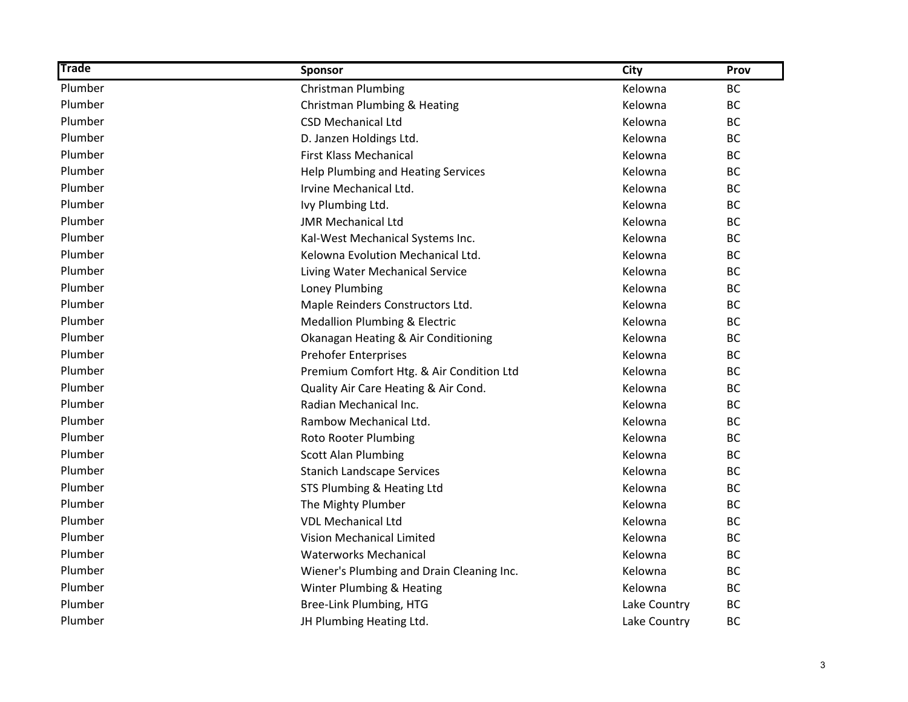| Trade | Sponsor | City | Prov |
|---|---|---|---|
| Plumber | Christman Plumbing | Kelowna | BC |
| Plumber | Christman Plumbing & Heating | Kelowna | BC |
| Plumber | CSD Mechanical Ltd | Kelowna | BC |
| Plumber | D. Janzen Holdings Ltd. | Kelowna | BC |
| Plumber | First Klass Mechanical | Kelowna | BC |
| Plumber | Help Plumbing and Heating Services | Kelowna | BC |
| Plumber | Irvine Mechanical Ltd. | Kelowna | BC |
| Plumber | Ivy Plumbing Ltd. | Kelowna | BC |
| Plumber | JMR Mechanical Ltd | Kelowna | BC |
| Plumber | Kal-West Mechanical Systems Inc. | Kelowna | BC |
| Plumber | Kelowna Evolution Mechanical Ltd. | Kelowna | BC |
| Plumber | Living Water Mechanical Service | Kelowna | BC |
| Plumber | Loney Plumbing | Kelowna | BC |
| Plumber | Maple Reinders Constructors Ltd. | Kelowna | BC |
| Plumber | Medallion Plumbing & Electric | Kelowna | BC |
| Plumber | Okanagan Heating & Air Conditioning | Kelowna | BC |
| Plumber | Prehofer Enterprises | Kelowna | BC |
| Plumber | Premium Comfort Htg. & Air Condition Ltd | Kelowna | BC |
| Plumber | Quality Air Care Heating & Air Cond. | Kelowna | BC |
| Plumber | Radian Mechanical Inc. | Kelowna | BC |
| Plumber | Rambow Mechanical Ltd. | Kelowna | BC |
| Plumber | Roto Rooter Plumbing | Kelowna | BC |
| Plumber | Scott Alan Plumbing | Kelowna | BC |
| Plumber | Stanich Landscape Services | Kelowna | BC |
| Plumber | STS Plumbing & Heating Ltd | Kelowna | BC |
| Plumber | The Mighty Plumber | Kelowna | BC |
| Plumber | VDL Mechanical Ltd | Kelowna | BC |
| Plumber | Vision Mechanical Limited | Kelowna | BC |
| Plumber | Waterworks Mechanical | Kelowna | BC |
| Plumber | Wiener's Plumbing and Drain Cleaning Inc. | Kelowna | BC |
| Plumber | Winter Plumbing & Heating | Kelowna | BC |
| Plumber | Bree-Link Plumbing, HTG | Lake Country | BC |
| Plumber | JH Plumbing Heating Ltd. | Lake Country | BC |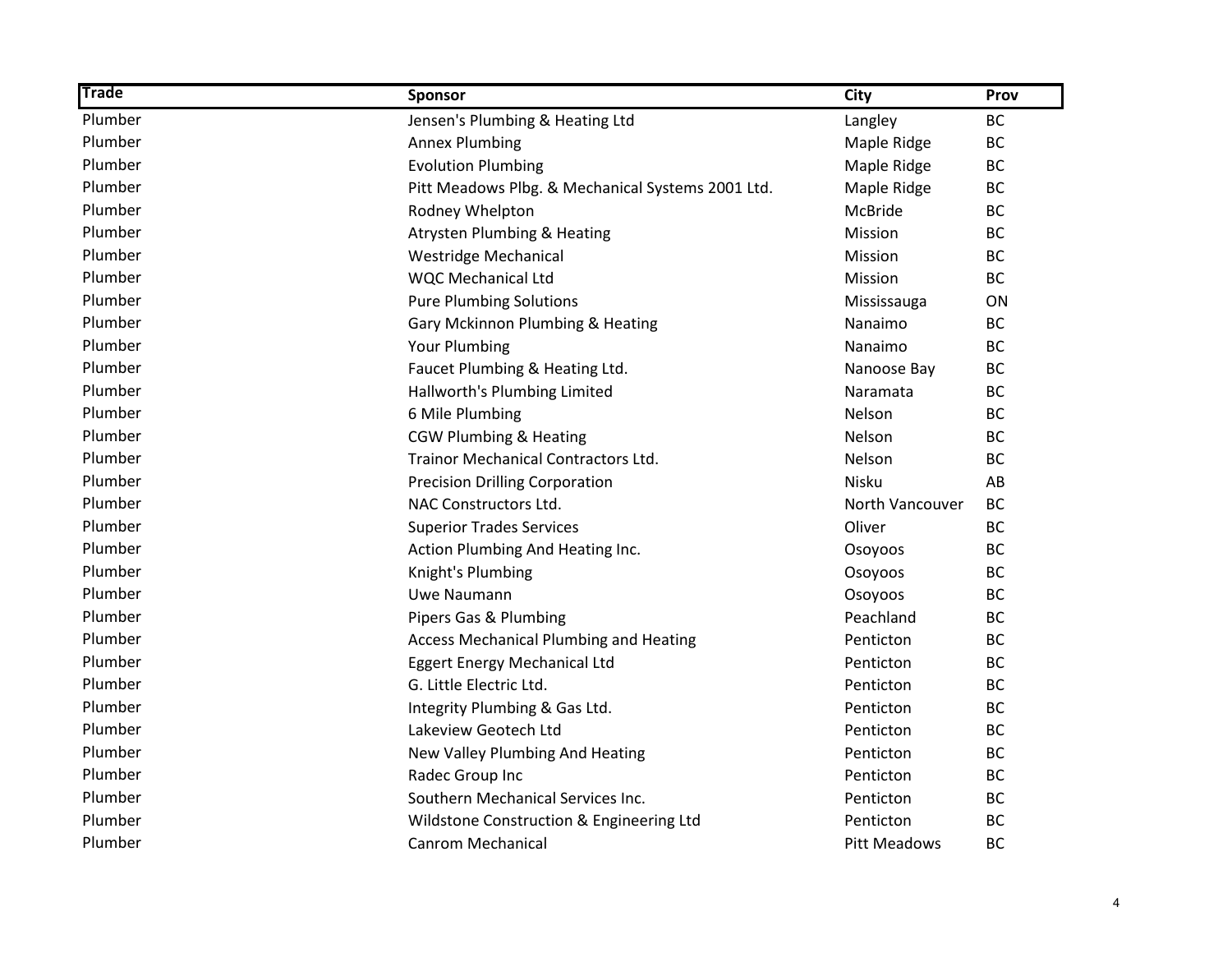| Trade | Sponsor | City | Prov |
|---|---|---|---|
| Plumber | Jensen's Plumbing & Heating Ltd | Langley | BC |
| Plumber | Annex Plumbing | Maple Ridge | BC |
| Plumber | Evolution Plumbing | Maple Ridge | BC |
| Plumber | Pitt Meadows Plbg. & Mechanical Systems 2001 Ltd. | Maple Ridge | BC |
| Plumber | Rodney Whelpton | McBride | BC |
| Plumber | Atrysten Plumbing & Heating | Mission | BC |
| Plumber | Westridge Mechanical | Mission | BC |
| Plumber | WQC Mechanical Ltd | Mission | BC |
| Plumber | Pure Plumbing Solutions | Mississauga | ON |
| Plumber | Gary Mckinnon Plumbing & Heating | Nanaimo | BC |
| Plumber | Your Plumbing | Nanaimo | BC |
| Plumber | Faucet Plumbing & Heating Ltd. | Nanoose Bay | BC |
| Plumber | Hallworth's Plumbing Limited | Naramata | BC |
| Plumber | 6 Mile Plumbing | Nelson | BC |
| Plumber | CGW Plumbing & Heating | Nelson | BC |
| Plumber | Trainor Mechanical Contractors Ltd. | Nelson | BC |
| Plumber | Precision Drilling Corporation | Nisku | AB |
| Plumber | NAC Constructors Ltd. | North Vancouver | BC |
| Plumber | Superior Trades Services | Oliver | BC |
| Plumber | Action Plumbing And Heating Inc. | Osoyoos | BC |
| Plumber | Knight's Plumbing | Osoyoos | BC |
| Plumber | Uwe Naumann | Osoyoos | BC |
| Plumber | Pipers Gas & Plumbing | Peachland | BC |
| Plumber | Access Mechanical Plumbing and Heating | Penticton | BC |
| Plumber | Eggert Energy Mechanical Ltd | Penticton | BC |
| Plumber | G. Little Electric Ltd. | Penticton | BC |
| Plumber | Integrity Plumbing & Gas Ltd. | Penticton | BC |
| Plumber | Lakeview Geotech Ltd | Penticton | BC |
| Plumber | New Valley Plumbing And Heating | Penticton | BC |
| Plumber | Radec Group Inc | Penticton | BC |
| Plumber | Southern Mechanical Services Inc. | Penticton | BC |
| Plumber | Wildstone Construction & Engineering Ltd | Penticton | BC |
| Plumber | Canrom Mechanical | Pitt Meadows | BC |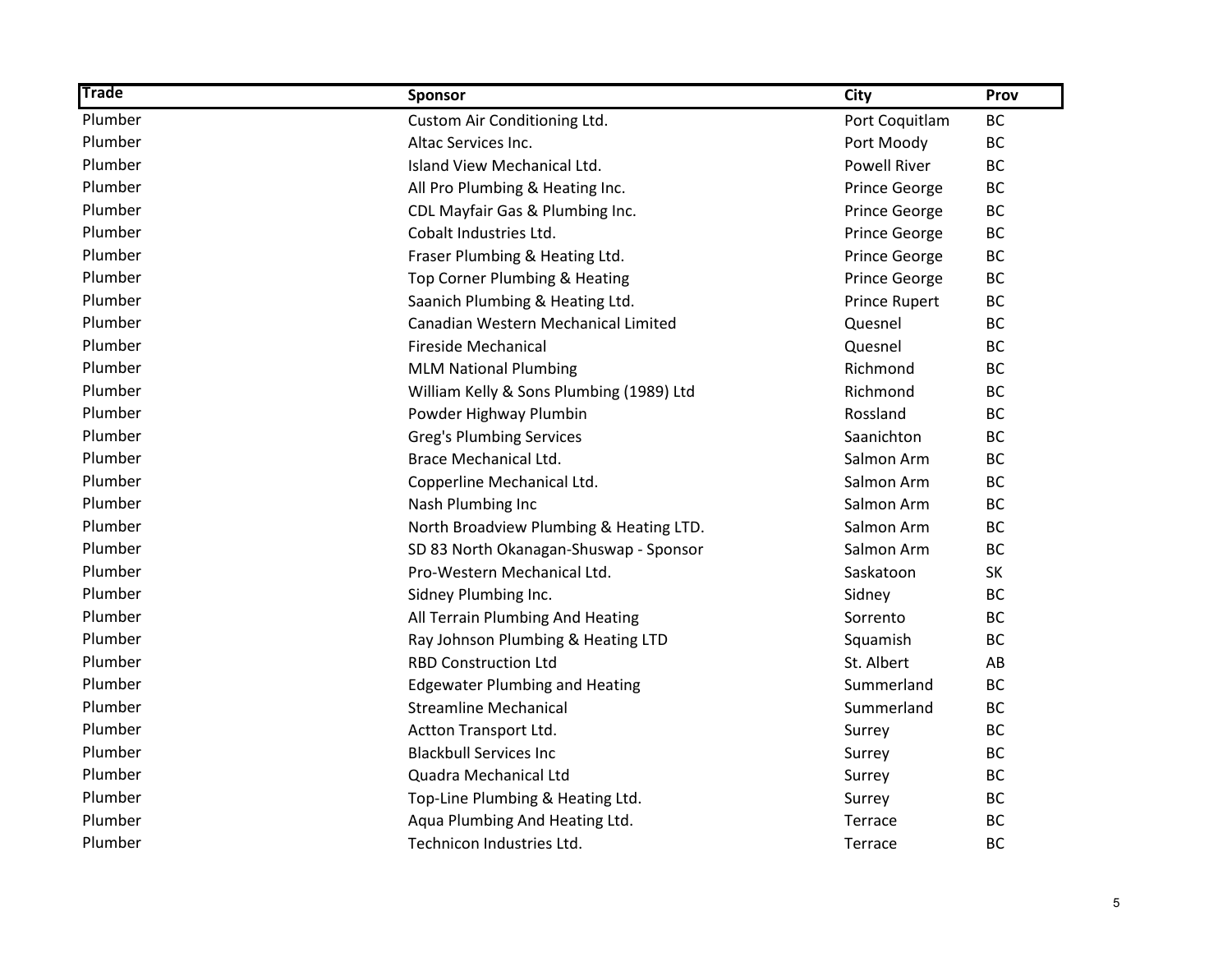| Trade | Sponsor | City | Prov |
|---|---|---|---|
| Plumber | Custom Air Conditioning Ltd. | Port Coquitlam | BC |
| Plumber | Altac Services Inc. | Port Moody | BC |
| Plumber | Island View Mechanical Ltd. | Powell River | BC |
| Plumber | All Pro Plumbing & Heating Inc. | Prince George | BC |
| Plumber | CDL Mayfair Gas & Plumbing Inc. | Prince George | BC |
| Plumber | Cobalt Industries Ltd. | Prince George | BC |
| Plumber | Fraser Plumbing & Heating Ltd. | Prince George | BC |
| Plumber | Top Corner Plumbing & Heating | Prince George | BC |
| Plumber | Saanich Plumbing & Heating Ltd. | Prince Rupert | BC |
| Plumber | Canadian Western Mechanical Limited | Quesnel | BC |
| Plumber | Fireside Mechanical | Quesnel | BC |
| Plumber | MLM National Plumbing | Richmond | BC |
| Plumber | William Kelly & Sons Plumbing (1989) Ltd | Richmond | BC |
| Plumber | Powder Highway Plumbin | Rossland | BC |
| Plumber | Greg's Plumbing Services | Saanichton | BC |
| Plumber | Brace Mechanical Ltd. | Salmon Arm | BC |
| Plumber | Copperline Mechanical Ltd. | Salmon Arm | BC |
| Plumber | Nash Plumbing Inc | Salmon Arm | BC |
| Plumber | North Broadview Plumbing & Heating LTD. | Salmon Arm | BC |
| Plumber | SD 83 North Okanagan-Shuswap - Sponsor | Salmon Arm | BC |
| Plumber | Pro-Western Mechanical Ltd. | Saskatoon | SK |
| Plumber | Sidney Plumbing Inc. | Sidney | BC |
| Plumber | All Terrain Plumbing And Heating | Sorrento | BC |
| Plumber | Ray Johnson Plumbing & Heating LTD | Squamish | BC |
| Plumber | RBD Construction Ltd | St. Albert | AB |
| Plumber | Edgewater Plumbing and Heating | Summerland | BC |
| Plumber | Streamline Mechanical | Summerland | BC |
| Plumber | Actton Transport Ltd. | Surrey | BC |
| Plumber | Blackbull Services Inc | Surrey | BC |
| Plumber | Quadra Mechanical Ltd | Surrey | BC |
| Plumber | Top-Line Plumbing & Heating Ltd. | Surrey | BC |
| Plumber | Aqua Plumbing And Heating Ltd. | Terrace | BC |
| Plumber | Technicon Industries Ltd. | Terrace | BC |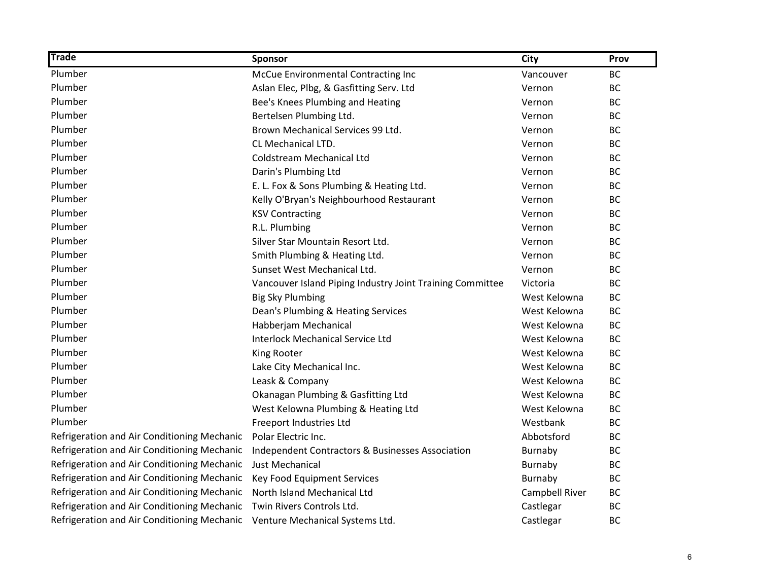| Trade | Sponsor | City | Prov |
|---|---|---|---|
| Plumber | McCue Environmental Contracting Inc | Vancouver | BC |
| Plumber | Aslan Elec, Plbg, & Gasfitting Serv. Ltd | Vernon | BC |
| Plumber | Bee's Knees Plumbing and Heating | Vernon | BC |
| Plumber | Bertelsen Plumbing Ltd. | Vernon | BC |
| Plumber | Brown Mechanical Services 99 Ltd. | Vernon | BC |
| Plumber | CL Mechanical LTD. | Vernon | BC |
| Plumber | Coldstream Mechanical Ltd | Vernon | BC |
| Plumber | Darin's Plumbing Ltd | Vernon | BC |
| Plumber | E. L. Fox & Sons Plumbing & Heating Ltd. | Vernon | BC |
| Plumber | Kelly O'Bryan's Neighbourhood Restaurant | Vernon | BC |
| Plumber | KSV Contracting | Vernon | BC |
| Plumber | R.L. Plumbing | Vernon | BC |
| Plumber | Silver Star Mountain Resort Ltd. | Vernon | BC |
| Plumber | Smith Plumbing & Heating Ltd. | Vernon | BC |
| Plumber | Sunset West Mechanical Ltd. | Vernon | BC |
| Plumber | Vancouver Island Piping Industry Joint Training Committee | Victoria | BC |
| Plumber | Big Sky Plumbing | West Kelowna | BC |
| Plumber | Dean's Plumbing & Heating Services | West Kelowna | BC |
| Plumber | Habberjam Mechanical | West Kelowna | BC |
| Plumber | Interlock Mechanical Service Ltd | West Kelowna | BC |
| Plumber | King Rooter | West Kelowna | BC |
| Plumber | Lake City Mechanical Inc. | West Kelowna | BC |
| Plumber | Leask & Company | West Kelowna | BC |
| Plumber | Okanagan Plumbing & Gasfitting Ltd | West Kelowna | BC |
| Plumber | West Kelowna Plumbing & Heating Ltd | West Kelowna | BC |
| Plumber | Freeport Industries Ltd | Westbank | BC |
| Refrigeration and Air Conditioning Mechanic | Polar Electric Inc. | Abbotsford | BC |
| Refrigeration and Air Conditioning Mechanic | Independent Contractors & Businesses Association | Burnaby | BC |
| Refrigeration and Air Conditioning Mechanic | Just Mechanical | Burnaby | BC |
| Refrigeration and Air Conditioning Mechanic | Key Food Equipment Services | Burnaby | BC |
| Refrigeration and Air Conditioning Mechanic | North Island Mechanical Ltd | Campbell River | BC |
| Refrigeration and Air Conditioning Mechanic | Twin Rivers Controls Ltd. | Castlegar | BC |
| Refrigeration and Air Conditioning Mechanic | Venture Mechanical Systems Ltd. | Castlegar | BC |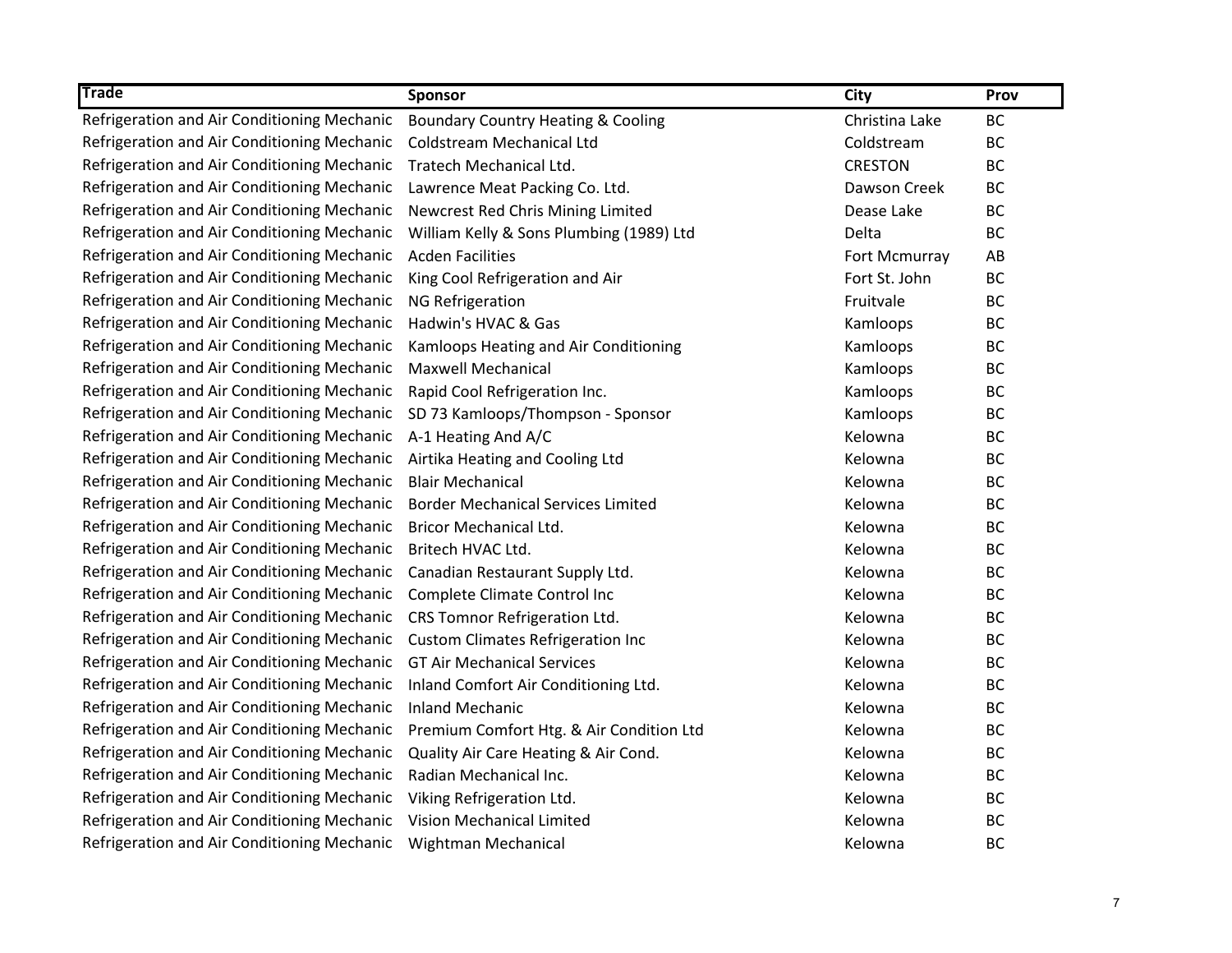| Trade | Sponsor | City | Prov |
|---|---|---|---|
| Refrigeration and Air Conditioning Mechanic | Boundary Country Heating & Cooling | Christina Lake | BC |
| Refrigeration and Air Conditioning Mechanic | Coldstream Mechanical Ltd | Coldstream | BC |
| Refrigeration and Air Conditioning Mechanic | Tratech Mechanical Ltd. | CRESTON | BC |
| Refrigeration and Air Conditioning Mechanic | Lawrence Meat Packing Co. Ltd. | Dawson Creek | BC |
| Refrigeration and Air Conditioning Mechanic | Newcrest Red Chris Mining Limited | Dease Lake | BC |
| Refrigeration and Air Conditioning Mechanic | William Kelly & Sons Plumbing (1989) Ltd | Delta | BC |
| Refrigeration and Air Conditioning Mechanic | Acden Facilities | Fort Mcmurray | AB |
| Refrigeration and Air Conditioning Mechanic | King Cool Refrigeration and Air | Fort St. John | BC |
| Refrigeration and Air Conditioning Mechanic | NG Refrigeration | Fruitvale | BC |
| Refrigeration and Air Conditioning Mechanic | Hadwin's HVAC & Gas | Kamloops | BC |
| Refrigeration and Air Conditioning Mechanic | Kamloops Heating and Air Conditioning | Kamloops | BC |
| Refrigeration and Air Conditioning Mechanic | Maxwell Mechanical | Kamloops | BC |
| Refrigeration and Air Conditioning Mechanic | Rapid Cool Refrigeration Inc. | Kamloops | BC |
| Refrigeration and Air Conditioning Mechanic | SD 73 Kamloops/Thompson - Sponsor | Kamloops | BC |
| Refrigeration and Air Conditioning Mechanic | A-1 Heating And A/C | Kelowna | BC |
| Refrigeration and Air Conditioning Mechanic | Airtika Heating and Cooling Ltd | Kelowna | BC |
| Refrigeration and Air Conditioning Mechanic | Blair Mechanical | Kelowna | BC |
| Refrigeration and Air Conditioning Mechanic | Border Mechanical Services Limited | Kelowna | BC |
| Refrigeration and Air Conditioning Mechanic | Bricor Mechanical Ltd. | Kelowna | BC |
| Refrigeration and Air Conditioning Mechanic | Britech HVAC Ltd. | Kelowna | BC |
| Refrigeration and Air Conditioning Mechanic | Canadian Restaurant Supply Ltd. | Kelowna | BC |
| Refrigeration and Air Conditioning Mechanic | Complete Climate Control Inc | Kelowna | BC |
| Refrigeration and Air Conditioning Mechanic | CRS Tomnor Refrigeration Ltd. | Kelowna | BC |
| Refrigeration and Air Conditioning Mechanic | Custom Climates Refrigeration Inc | Kelowna | BC |
| Refrigeration and Air Conditioning Mechanic | GT Air Mechanical Services | Kelowna | BC |
| Refrigeration and Air Conditioning Mechanic | Inland Comfort Air Conditioning Ltd. | Kelowna | BC |
| Refrigeration and Air Conditioning Mechanic | Inland Mechanic | Kelowna | BC |
| Refrigeration and Air Conditioning Mechanic | Premium Comfort Htg. & Air Condition Ltd | Kelowna | BC |
| Refrigeration and Air Conditioning Mechanic | Quality Air Care Heating & Air Cond. | Kelowna | BC |
| Refrigeration and Air Conditioning Mechanic | Radian Mechanical Inc. | Kelowna | BC |
| Refrigeration and Air Conditioning Mechanic | Viking Refrigeration Ltd. | Kelowna | BC |
| Refrigeration and Air Conditioning Mechanic | Vision Mechanical Limited | Kelowna | BC |
| Refrigeration and Air Conditioning Mechanic | Wightman Mechanical | Kelowna | BC |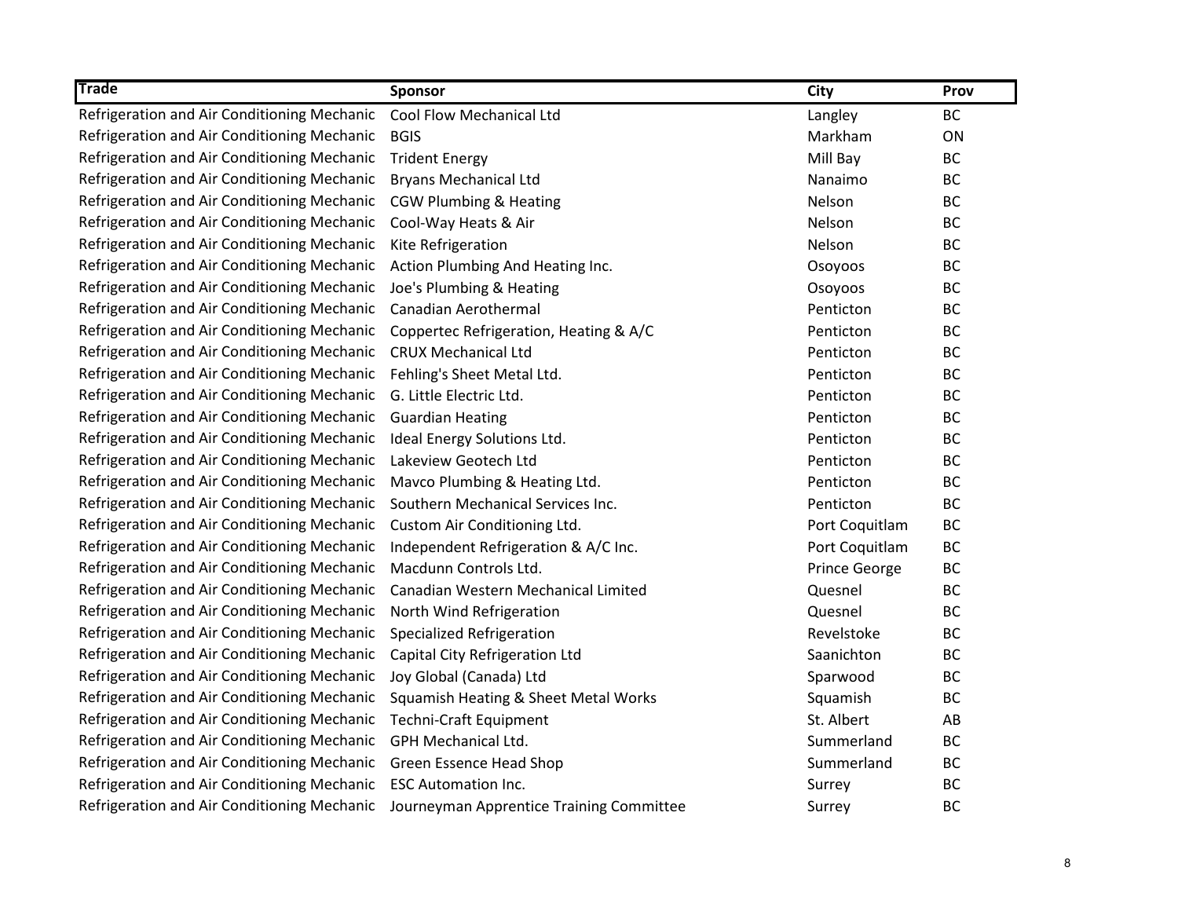| Trade | Sponsor | City | Prov |
| --- | --- | --- | --- |
| Refrigeration and Air Conditioning Mechanic | Cool Flow Mechanical Ltd | Langley | BC |
| Refrigeration and Air Conditioning Mechanic | BGIS | Markham | ON |
| Refrigeration and Air Conditioning Mechanic | Trident Energy | Mill Bay | BC |
| Refrigeration and Air Conditioning Mechanic | Bryans Mechanical Ltd | Nanaimo | BC |
| Refrigeration and Air Conditioning Mechanic | CGW Plumbing & Heating | Nelson | BC |
| Refrigeration and Air Conditioning Mechanic | Cool-Way Heats & Air | Nelson | BC |
| Refrigeration and Air Conditioning Mechanic | Kite Refrigeration | Nelson | BC |
| Refrigeration and Air Conditioning Mechanic | Action Plumbing And Heating Inc. | Osoyoos | BC |
| Refrigeration and Air Conditioning Mechanic | Joe's Plumbing & Heating | Osoyoos | BC |
| Refrigeration and Air Conditioning Mechanic | Canadian Aerothermal | Penticton | BC |
| Refrigeration and Air Conditioning Mechanic | Coppertec Refrigeration, Heating & A/C | Penticton | BC |
| Refrigeration and Air Conditioning Mechanic | CRUX Mechanical Ltd | Penticton | BC |
| Refrigeration and Air Conditioning Mechanic | Fehling's Sheet Metal Ltd. | Penticton | BC |
| Refrigeration and Air Conditioning Mechanic | G. Little Electric Ltd. | Penticton | BC |
| Refrigeration and Air Conditioning Mechanic | Guardian Heating | Penticton | BC |
| Refrigeration and Air Conditioning Mechanic | Ideal Energy Solutions Ltd. | Penticton | BC |
| Refrigeration and Air Conditioning Mechanic | Lakeview Geotech Ltd | Penticton | BC |
| Refrigeration and Air Conditioning Mechanic | Mavco Plumbing & Heating Ltd. | Penticton | BC |
| Refrigeration and Air Conditioning Mechanic | Southern Mechanical Services Inc. | Penticton | BC |
| Refrigeration and Air Conditioning Mechanic | Custom Air Conditioning Ltd. | Port Coquitlam | BC |
| Refrigeration and Air Conditioning Mechanic | Independent Refrigeration & A/C Inc. | Port Coquitlam | BC |
| Refrigeration and Air Conditioning Mechanic | Macdunn Controls Ltd. | Prince George | BC |
| Refrigeration and Air Conditioning Mechanic | Canadian Western Mechanical Limited | Quesnel | BC |
| Refrigeration and Air Conditioning Mechanic | North Wind Refrigeration | Quesnel | BC |
| Refrigeration and Air Conditioning Mechanic | Specialized Refrigeration | Revelstoke | BC |
| Refrigeration and Air Conditioning Mechanic | Capital City Refrigeration Ltd | Saanichton | BC |
| Refrigeration and Air Conditioning Mechanic | Joy Global (Canada) Ltd | Sparwood | BC |
| Refrigeration and Air Conditioning Mechanic | Squamish Heating & Sheet Metal Works | Squamish | BC |
| Refrigeration and Air Conditioning Mechanic | Techni-Craft Equipment | St. Albert | AB |
| Refrigeration and Air Conditioning Mechanic | GPH Mechanical Ltd. | Summerland | BC |
| Refrigeration and Air Conditioning Mechanic | Green Essence Head Shop | Summerland | BC |
| Refrigeration and Air Conditioning Mechanic | ESC Automation Inc. | Surrey | BC |
| Refrigeration and Air Conditioning Mechanic | Journeyman Apprentice Training Committee | Surrey | BC |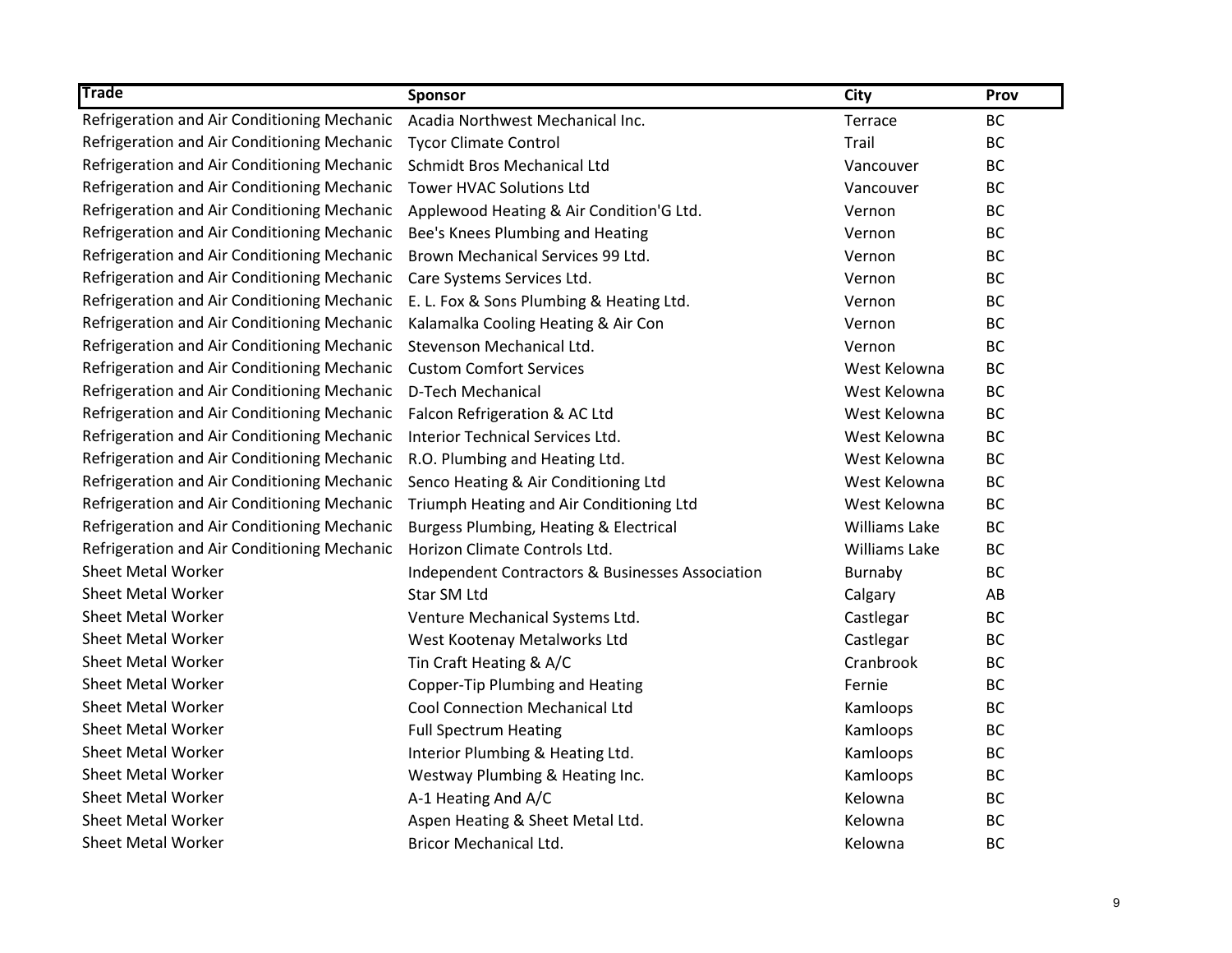| Trade | Sponsor | City | Prov |
|---|---|---|---|
| Refrigeration and Air Conditioning Mechanic | Acadia Northwest Mechanical Inc. | Terrace | BC |
| Refrigeration and Air Conditioning Mechanic | Tycor Climate Control | Trail | BC |
| Refrigeration and Air Conditioning Mechanic | Schmidt Bros Mechanical Ltd | Vancouver | BC |
| Refrigeration and Air Conditioning Mechanic | Tower HVAC Solutions Ltd | Vancouver | BC |
| Refrigeration and Air Conditioning Mechanic | Applewood Heating & Air Condition'G Ltd. | Vernon | BC |
| Refrigeration and Air Conditioning Mechanic | Bee's Knees Plumbing and Heating | Vernon | BC |
| Refrigeration and Air Conditioning Mechanic | Brown Mechanical Services 99 Ltd. | Vernon | BC |
| Refrigeration and Air Conditioning Mechanic | Care Systems Services Ltd. | Vernon | BC |
| Refrigeration and Air Conditioning Mechanic | E. L. Fox & Sons Plumbing & Heating Ltd. | Vernon | BC |
| Refrigeration and Air Conditioning Mechanic | Kalamalka Cooling Heating & Air Con | Vernon | BC |
| Refrigeration and Air Conditioning Mechanic | Stevenson Mechanical Ltd. | Vernon | BC |
| Refrigeration and Air Conditioning Mechanic | Custom Comfort Services | West Kelowna | BC |
| Refrigeration and Air Conditioning Mechanic | D-Tech Mechanical | West Kelowna | BC |
| Refrigeration and Air Conditioning Mechanic | Falcon Refrigeration & AC Ltd | West Kelowna | BC |
| Refrigeration and Air Conditioning Mechanic | Interior Technical Services Ltd. | West Kelowna | BC |
| Refrigeration and Air Conditioning Mechanic | R.O. Plumbing and Heating Ltd. | West Kelowna | BC |
| Refrigeration and Air Conditioning Mechanic | Senco Heating & Air Conditioning Ltd | West Kelowna | BC |
| Refrigeration and Air Conditioning Mechanic | Triumph Heating and Air Conditioning Ltd | West Kelowna | BC |
| Refrigeration and Air Conditioning Mechanic | Burgess Plumbing, Heating & Electrical | Williams Lake | BC |
| Refrigeration and Air Conditioning Mechanic | Horizon Climate Controls Ltd. | Williams Lake | BC |
| Sheet Metal Worker | Independent Contractors & Businesses Association | Burnaby | BC |
| Sheet Metal Worker | Star SM Ltd | Calgary | AB |
| Sheet Metal Worker | Venture Mechanical Systems Ltd. | Castlegar | BC |
| Sheet Metal Worker | West Kootenay Metalworks Ltd | Castlegar | BC |
| Sheet Metal Worker | Tin Craft Heating & A/C | Cranbrook | BC |
| Sheet Metal Worker | Copper-Tip Plumbing and Heating | Fernie | BC |
| Sheet Metal Worker | Cool Connection Mechanical Ltd | Kamloops | BC |
| Sheet Metal Worker | Full Spectrum Heating | Kamloops | BC |
| Sheet Metal Worker | Interior Plumbing & Heating Ltd. | Kamloops | BC |
| Sheet Metal Worker | Westway Plumbing & Heating Inc. | Kamloops | BC |
| Sheet Metal Worker | A-1 Heating And A/C | Kelowna | BC |
| Sheet Metal Worker | Aspen Heating & Sheet Metal Ltd. | Kelowna | BC |
| Sheet Metal Worker | Bricor Mechanical Ltd. | Kelowna | BC |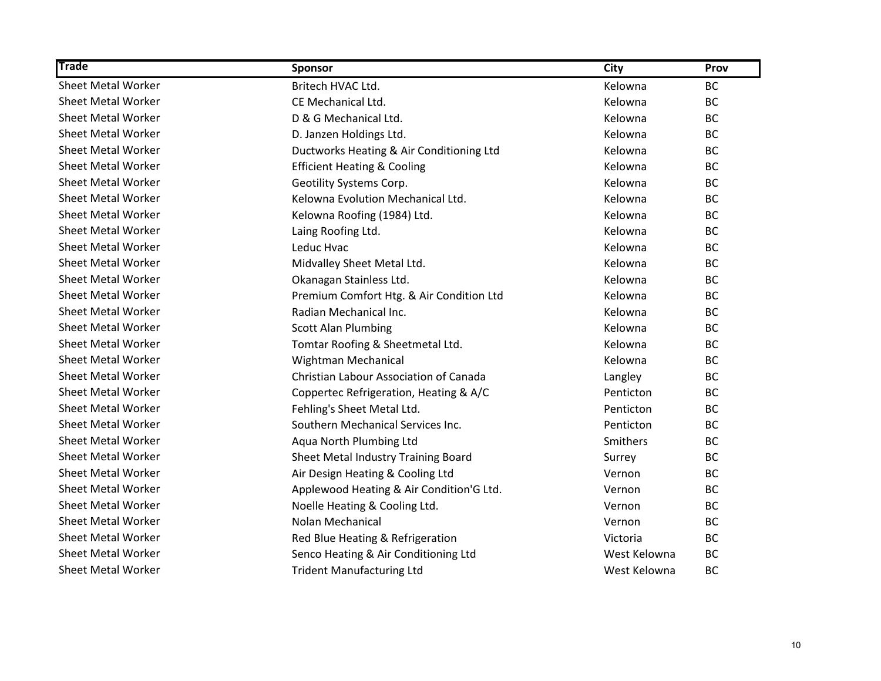| Trade | Sponsor | City | Prov |
| --- | --- | --- | --- |
| Sheet Metal Worker | Britech HVAC Ltd. | Kelowna | BC |
| Sheet Metal Worker | CE Mechanical Ltd. | Kelowna | BC |
| Sheet Metal Worker | D & G Mechanical Ltd. | Kelowna | BC |
| Sheet Metal Worker | D. Janzen Holdings Ltd. | Kelowna | BC |
| Sheet Metal Worker | Ductworks Heating & Air Conditioning Ltd | Kelowna | BC |
| Sheet Metal Worker | Efficient Heating & Cooling | Kelowna | BC |
| Sheet Metal Worker | Geotility Systems Corp. | Kelowna | BC |
| Sheet Metal Worker | Kelowna Evolution Mechanical Ltd. | Kelowna | BC |
| Sheet Metal Worker | Kelowna Roofing (1984) Ltd. | Kelowna | BC |
| Sheet Metal Worker | Laing Roofing Ltd. | Kelowna | BC |
| Sheet Metal Worker | Leduc Hvac | Kelowna | BC |
| Sheet Metal Worker | Midvalley Sheet Metal Ltd. | Kelowna | BC |
| Sheet Metal Worker | Okanagan Stainless Ltd. | Kelowna | BC |
| Sheet Metal Worker | Premium Comfort Htg. & Air Condition Ltd | Kelowna | BC |
| Sheet Metal Worker | Radian Mechanical Inc. | Kelowna | BC |
| Sheet Metal Worker | Scott Alan Plumbing | Kelowna | BC |
| Sheet Metal Worker | Tomtar Roofing & Sheetmetal Ltd. | Kelowna | BC |
| Sheet Metal Worker | Wightman Mechanical | Kelowna | BC |
| Sheet Metal Worker | Christian Labour Association of Canada | Langley | BC |
| Sheet Metal Worker | Coppertec Refrigeration, Heating & A/C | Penticton | BC |
| Sheet Metal Worker | Fehling's Sheet Metal Ltd. | Penticton | BC |
| Sheet Metal Worker | Southern Mechanical Services Inc. | Penticton | BC |
| Sheet Metal Worker | Aqua North Plumbing Ltd | Smithers | BC |
| Sheet Metal Worker | Sheet Metal Industry Training Board | Surrey | BC |
| Sheet Metal Worker | Air Design Heating & Cooling Ltd | Vernon | BC |
| Sheet Metal Worker | Applewood Heating & Air Condition'G Ltd. | Vernon | BC |
| Sheet Metal Worker | Noelle Heating & Cooling Ltd. | Vernon | BC |
| Sheet Metal Worker | Nolan Mechanical | Vernon | BC |
| Sheet Metal Worker | Red Blue Heating & Refrigeration | Victoria | BC |
| Sheet Metal Worker | Senco Heating & Air Conditioning Ltd | West Kelowna | BC |
| Sheet Metal Worker | Trident Manufacturing Ltd | West Kelowna | BC |